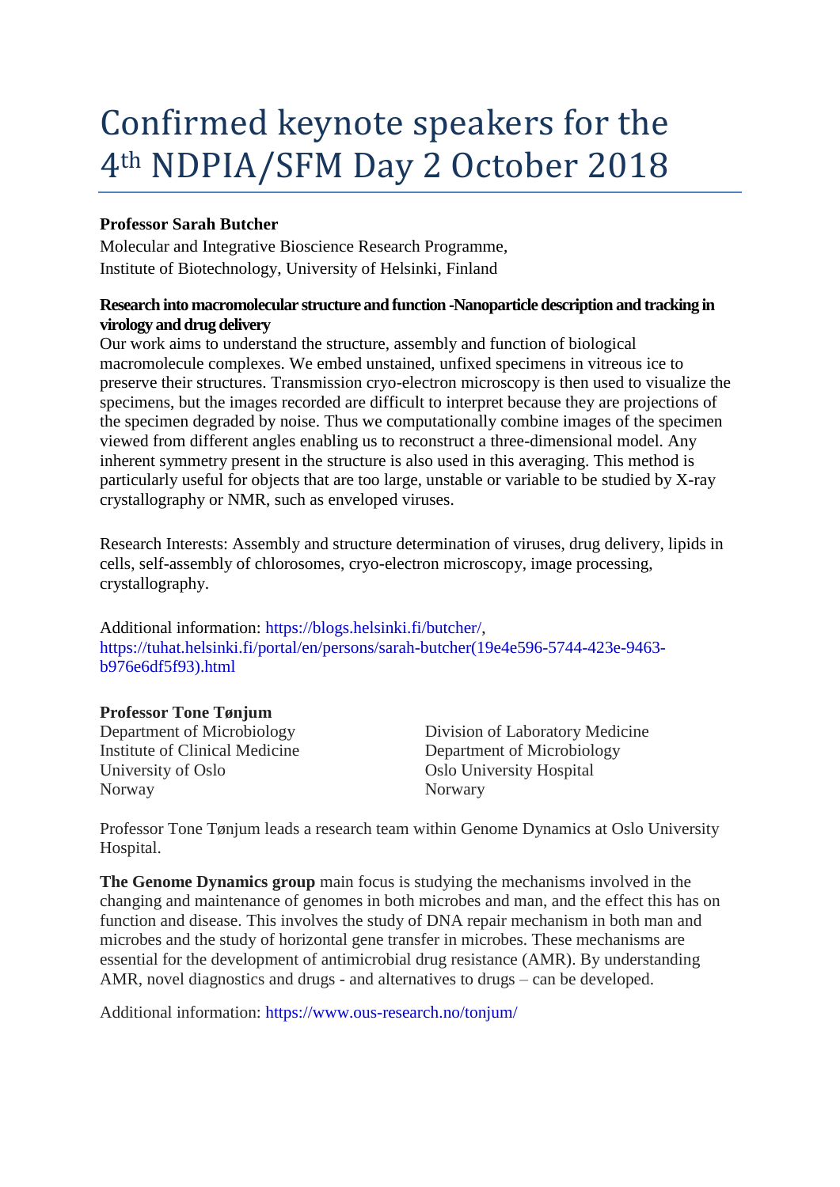# Confirmed keynote speakers for the 4th NDPIA/SFM Day 2 October 2018

**Professor Sarah Butcher**

Molecular and Integrative Bioscience Research Programme,
Institute of Biotechnology, University of Helsinki, Finland

**Research into macromolecular structure and function -Nanoparticle description and tracking in virology and drug delivery**

Our work aims to understand the structure, assembly and function of biological macromolecule complexes. We embed unstained, unfixed specimens in vitreous ice to preserve their structures. Transmission cryo-electron microscopy is then used to visualize the specimens, but the images recorded are difficult to interpret because they are projections of the specimen degraded by noise. Thus we computationally combine images of the specimen viewed from different angles enabling us to reconstruct a three-dimensional model. Any inherent symmetry present in the structure is also used in this averaging. This method is particularly useful for objects that are too large, unstable or variable to be studied by X-ray crystallography or NMR, such as enveloped viruses.

Research Interests: Assembly and structure determination of viruses, drug delivery, lipids in cells, self-assembly of chlorosomes, cryo-electron microscopy, image processing, crystallography.

Additional information: https://blogs.helsinki.fi/butcher/, https://tuhat.helsinki.fi/portal/en/persons/sarah-butcher(19e4e596-5744-423e-9463-b976e6df5f93).html

**Professor Tone Tønjum**

Department of Microbiology
Institute of Clinical Medicine
University of Oslo
Norway

Division of Laboratory Medicine
Department of Microbiology
Oslo University Hospital
Norway

Professor Tone Tønjum leads a research team within Genome Dynamics at Oslo University Hospital.

**The Genome Dynamics group** main focus is studying the mechanisms involved in the changing and maintenance of genomes in both microbes and man, and the effect this has on function and disease. This involves the study of DNA repair mechanism in both man and microbes and the study of horizontal gene transfer in microbes. These mechanisms are essential for the development of antimicrobial drug resistance (AMR). By understanding AMR, novel diagnostics and drugs - and alternatives to drugs – can be developed.

Additional information: https://www.ous-research.no/tonjum/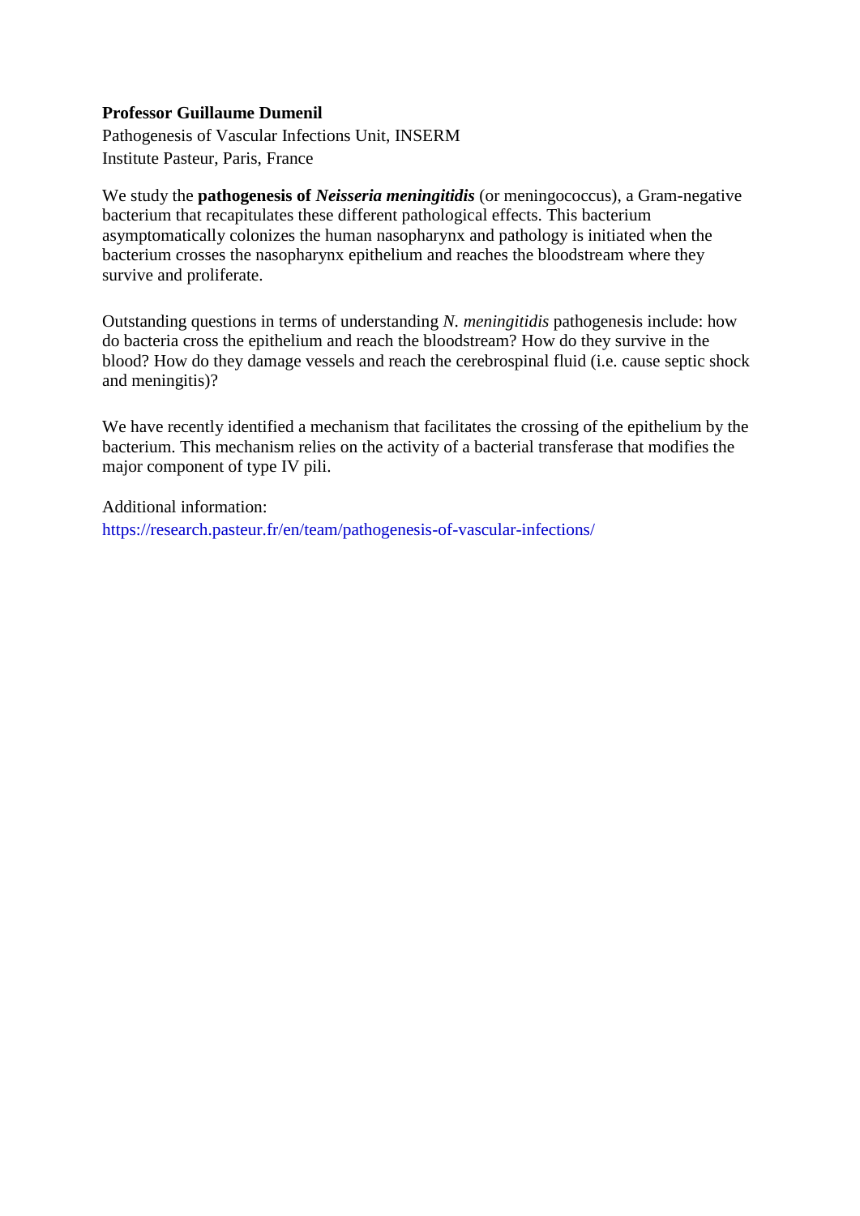**Professor Guillaume Dumenil**
Pathogenesis of Vascular Infections Unit, INSERM
Institute Pasteur, Paris, France

We study the **pathogenesis of *Neisseria meningitidis*** (or meningococcus), a Gram-negative bacterium that recapitulates these different pathological effects. This bacterium asymptomatically colonizes the human nasopharynx and pathology is initiated when the bacterium crosses the nasopharynx epithelium and reaches the bloodstream where they survive and proliferate.

Outstanding questions in terms of understanding *N. meningitidis* pathogenesis include: how do bacteria cross the epithelium and reach the bloodstream? How do they survive in the blood? How do they damage vessels and reach the cerebrospinal fluid (i.e. cause septic shock and meningitis)?

We have recently identified a mechanism that facilitates the crossing of the epithelium by the bacterium. This mechanism relies on the activity of a bacterial transferase that modifies the major component of type IV pili.

Additional information:
https://research.pasteur.fr/en/team/pathogenesis-of-vascular-infections/